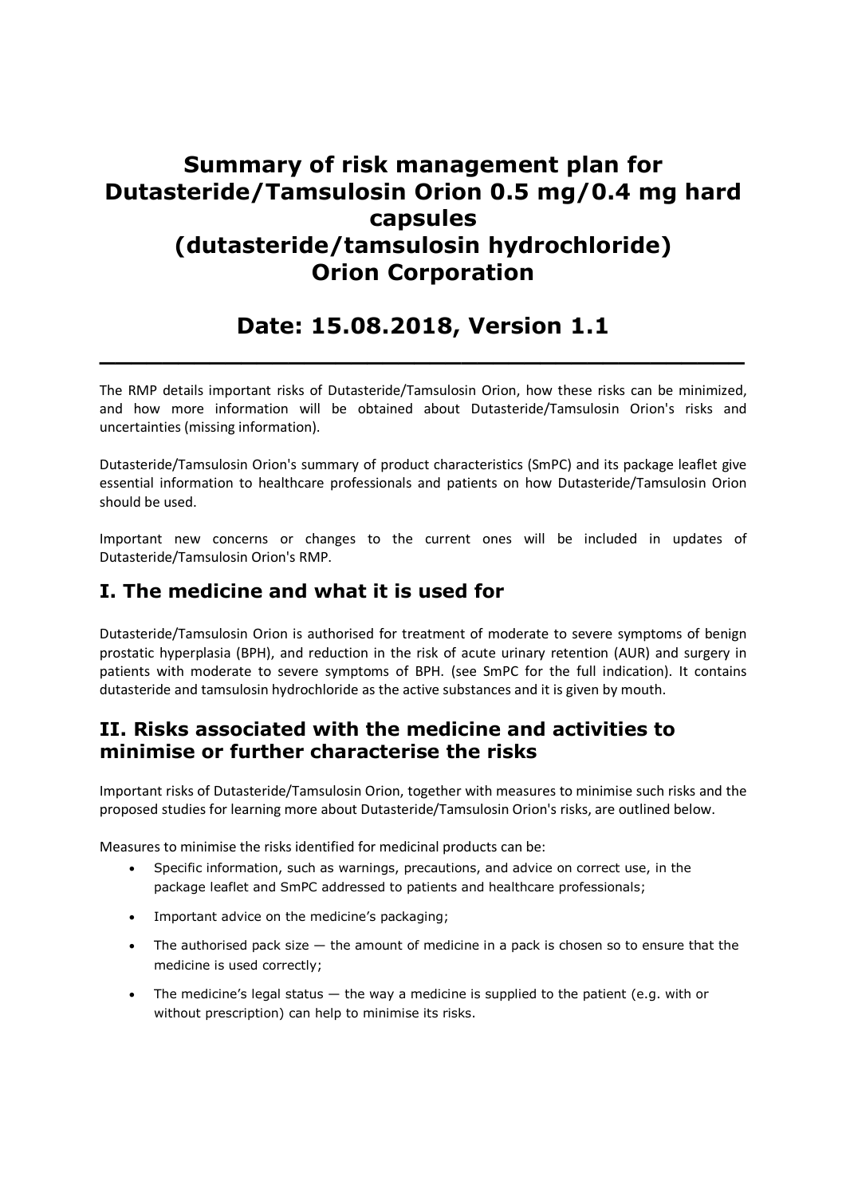# Summary of risk management plan for Dutasteride/Tamsulosin Orion 0.5 mg/0.4 mg hard capsules (dutasteride/tamsulosin hydrochloride) Orion Corporation

## Date: 15.08.2018, Version 1.1

---

The RMP details important risks of Dutasteride/Tamsulosin Orion, how these risks can be minimized, and how more information will be obtained about Dutasteride/Tamsulosin Orion's risks and uncertainties (missing information).

Dutasteride/Tamsulosin Orion's summary of product characteristics (SmPC) and its package leaflet give essential information to healthcare professionals and patients on how Dutasteride/Tamsulosin Orion should be used.

Important new concerns or changes to the current ones will be included in updates of Dutasteride/Tamsulosin Orion's RMP.

## I. The medicine and what it is used for

Dutasteride/Tamsulosin Orion is authorised for treatment of moderate to severe symptoms of benign prostatic hyperplasia (BPH), and reduction in the risk of acute urinary retention (AUR) and surgery in patients with moderate to severe symptoms of BPH. (see SmPC for the full indication). It contains dutasteride and tamsulosin hydrochloride as the active substances and it is given by mouth.

## II. Risks associated with the medicine and activities to minimise or further characterise the risks

Important risks of Dutasteride/Tamsulosin Orion, together with measures to minimise such risks and the proposed studies for learning more about Dutasteride/Tamsulosin Orion's risks, are outlined below.

Measures to minimise the risks identified for medicinal products can be:

- Specific information, such as warnings, precautions, and advice on correct use, in the package leaflet and SmPC addressed to patients and healthcare professionals;
- Important advice on the medicine's packaging;
- The authorised pack size — the amount of medicine in a pack is chosen so to ensure that the medicine is used correctly;
- The medicine's legal status — the way a medicine is supplied to the patient (e.g. with or without prescription) can help to minimise its risks.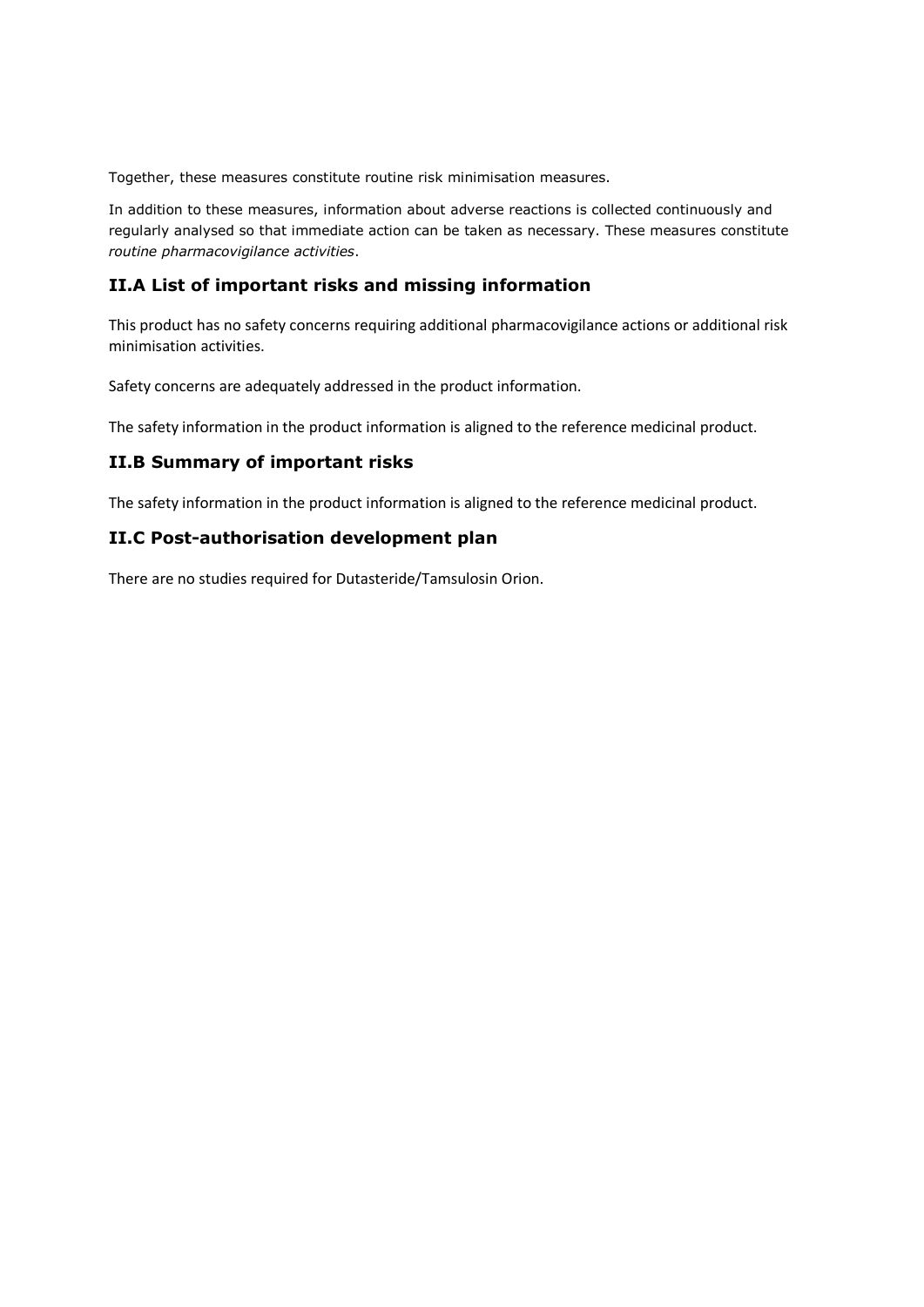Together, these measures constitute routine risk minimisation measures.

In addition to these measures, information about adverse reactions is collected continuously and regularly analysed so that immediate action can be taken as necessary. These measures constitute *routine pharmacovigilance activities*.

## II.A List of important risks and missing information

This product has no safety concerns requiring additional pharmacovigilance actions or additional risk minimisation activities.

Safety concerns are adequately addressed in the product information.

The safety information in the product information is aligned to the reference medicinal product.

## II.B Summary of important risks

The safety information in the product information is aligned to the reference medicinal product.

## II.C Post-authorisation development plan

There are no studies required for Dutasteride/Tamsulosin Orion.